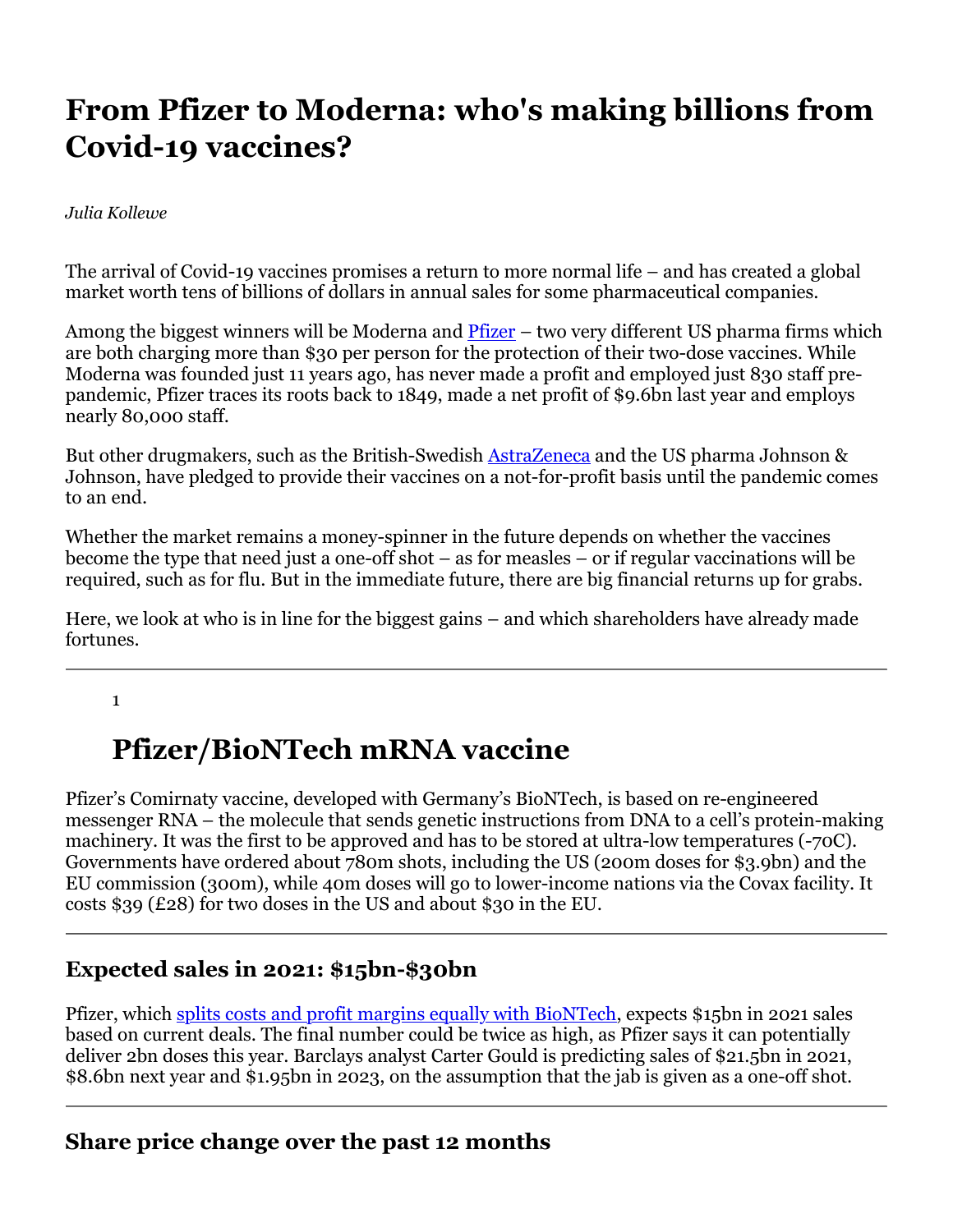# From Pfizer to Moderna: who's making billions from Covid-19 vaccines?

*Julia Kollewe*

The arrival of Covid-19 vaccines promises a return to more normal life – and has created a global market worth tens of billions of dollars in annual sales for some pharmaceutical companies.

Among the biggest winners will be Moderna and [Pfizer](#) – two very different US pharma firms which are both charging more than $30 per person for the protection of their two-dose vaccines. While Moderna was founded just 11 years ago, has never made a profit and employed just 830 staff pre-pandemic, Pfizer traces its roots back to 1849, made a net profit of $9.6bn last year and employs nearly 80,000 staff.

But other drugmakers, such as the British-Swedish [AstraZeneca](#) and the US pharma Johnson & Johnson, have pledged to provide their vaccines on a not-for-profit basis until the pandemic comes to an end.

Whether the market remains a money-spinner in the future depends on whether the vaccines become the type that need just a one-off shot – as for measles – or if regular vaccinations will be required, such as for flu. But in the immediate future, there are big financial returns up for grabs.

Here, we look at who is in line for the biggest gains – and which shareholders have already made fortunes.

---

1

## Pfizer/BioNTech mRNA vaccine

Pfizer's Comirnaty vaccine, developed with Germany's BioNTech, is based on re-engineered messenger RNA – the molecule that sends genetic instructions from DNA to a cell's protein-making machinery. It was the first to be approved and has to be stored at ultra-low temperatures (-70C). Governments have ordered about 780m shots, including the US (200m doses for $3.9bn) and the EU commission (300m), while 40m doses will go to lower-income nations via the Covax facility. It costs $39 (£28) for two doses in the US and about $30 in the EU.

---

### Expected sales in 2021: $15bn-$30bn

Pfizer, which [splits costs and profit margins equally with BioNTech](#), expects $15bn in 2021 sales based on current deals. The final number could be twice as high, as Pfizer says it can potentially deliver 2bn doses this year. Barclays analyst Carter Gould is predicting sales of $21.5bn in 2021, $8.6bn next year and $1.95bn in 2023, on the assumption that the jab is given as a one-off shot.

---

### Share price change over the past 12 months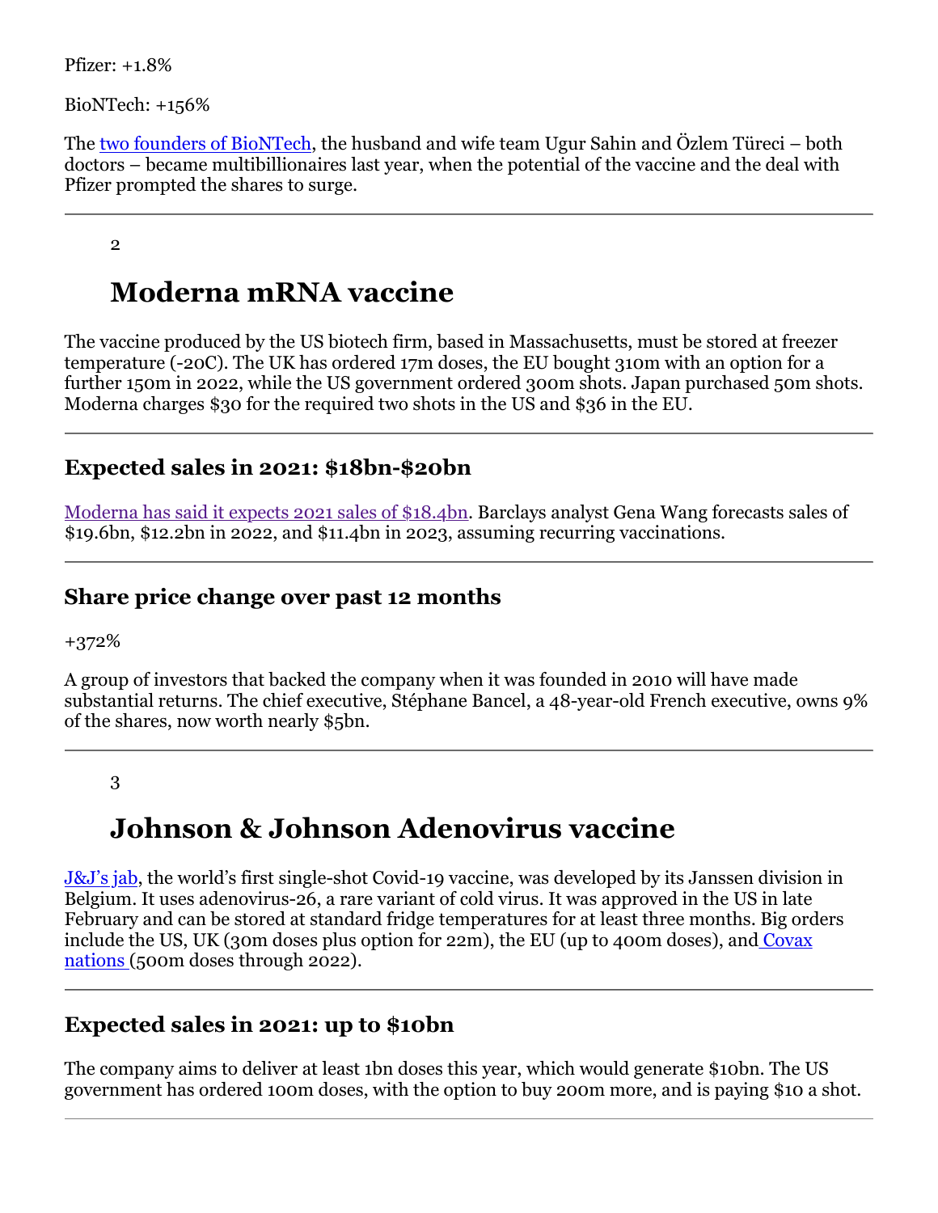Pfizer: +1.8%

BioNTech: +156%

The two founders of BioNTech, the husband and wife team Ugur Sahin and Özlem Türeci – both doctors – became multibillionaires last year, when the potential of the vaccine and the deal with Pfizer prompted the shares to surge.

---

2

## Moderna mRNA vaccine

The vaccine produced by the US biotech firm, based in Massachusetts, must be stored at freezer temperature (-20C). The UK has ordered 17m doses, the EU bought 310m with an option for a further 150m in 2022, while the US government ordered 300m shots. Japan purchased 50m shots. Moderna charges $30 for the required two shots in the US and $36 in the EU.

---

### Expected sales in 2021: $18bn-$20bn

Moderna has said it expects 2021 sales of $18.4bn. Barclays analyst Gena Wang forecasts sales of $19.6bn, $12.2bn in 2022, and $11.4bn in 2023, assuming recurring vaccinations.

---

### Share price change over past 12 months

+372%

A group of investors that backed the company when it was founded in 2010 will have made substantial returns. The chief executive, Stéphane Bancel, a 48-year-old French executive, owns 9% of the shares, now worth nearly $5bn.

---

3

## Johnson & Johnson Adenovirus vaccine

J&J's jab, the world's first single-shot Covid-19 vaccine, was developed by its Janssen division in Belgium. It uses adenovirus-26, a rare variant of cold virus. It was approved in the US in late February and can be stored at standard fridge temperatures for at least three months. Big orders include the US, UK (30m doses plus option for 22m), the EU (up to 400m doses), and Covax nations (500m doses through 2022).

---

### Expected sales in 2021: up to $10bn

The company aims to deliver at least 1bn doses this year, which would generate $10bn. The US government has ordered 100m doses, with the option to buy 200m more, and is paying $10 a shot.

---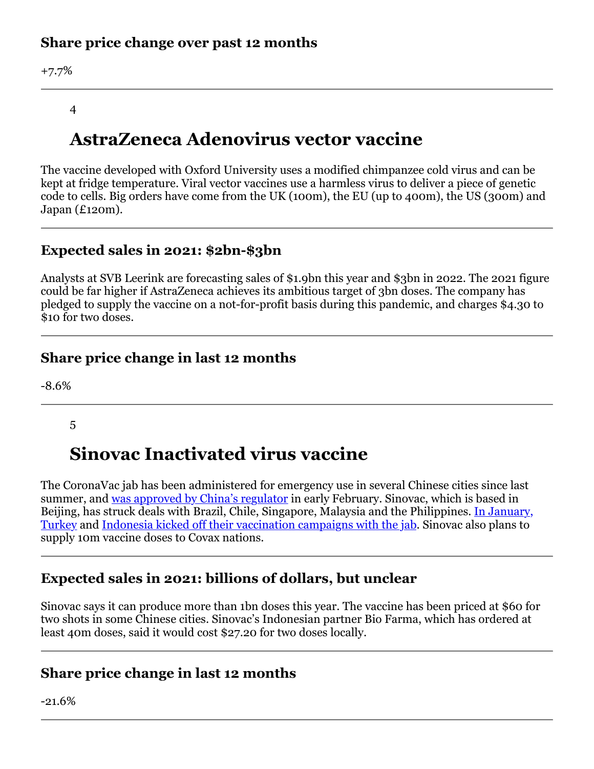### Share price change over past 12 months

+7.7%

---

4

## AstraZeneca Adenovirus vector vaccine

The vaccine developed with Oxford University uses a modified chimpanzee cold virus and can be kept at fridge temperature. Viral vector vaccines use a harmless virus to deliver a piece of genetic code to cells. Big orders have come from the UK (100m), the EU (up to 400m), the US (300m) and Japan (£120m).

---

### Expected sales in 2021: $2bn-$3bn

Analysts at SVB Leerink are forecasting sales of $1.9bn this year and $3bn in 2022. The 2021 figure could be far higher if AstraZeneca achieves its ambitious target of 3bn doses. The company has pledged to supply the vaccine on a not-for-profit basis during this pandemic, and charges $4.30 to $10 for two doses.

---

### Share price change in last 12 months

-8.6%

---

5

## Sinovac Inactivated virus vaccine

The CoronaVac jab has been administered for emergency use in several Chinese cities since last summer, and was approved by China's regulator in early February. Sinovac, which is based in Beijing, has struck deals with Brazil, Chile, Singapore, Malaysia and the Philippines. In January, Turkey and Indonesia kicked off their vaccination campaigns with the jab. Sinovac also plans to supply 10m vaccine doses to Covax nations.

---

### Expected sales in 2021: billions of dollars, but unclear

Sinovac says it can produce more than 1bn doses this year. The vaccine has been priced at $60 for two shots in some Chinese cities. Sinovac's Indonesian partner Bio Farma, which has ordered at least 40m doses, said it would cost $27.20 for two doses locally.

---

### Share price change in last 12 months

-21.6%

---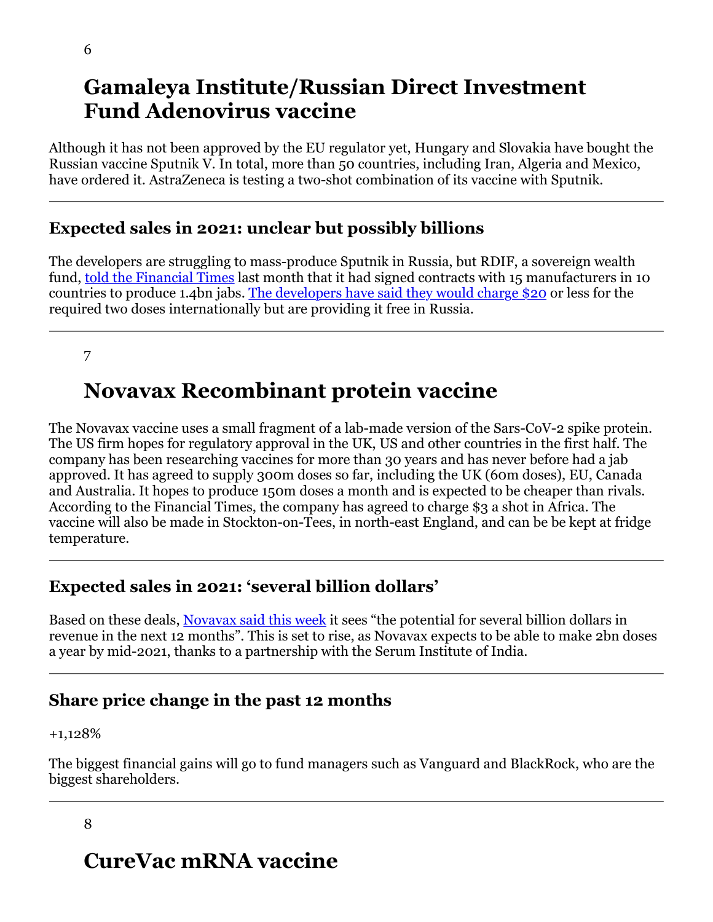6

## Gamaleya Institute/Russian Direct Investment Fund Adenovirus vaccine

Although it has not been approved by the EU regulator yet, Hungary and Slovakia have bought the Russian vaccine Sputnik V. In total, more than 50 countries, including Iran, Algeria and Mexico, have ordered it. AstraZeneca is testing a two-shot combination of its vaccine with Sputnik.

---

### Expected sales in 2021: unclear but possibly billions

The developers are struggling to mass-produce Sputnik in Russia, but RDIF, a sovereign wealth fund, told the Financial Times last month that it had signed contracts with 15 manufacturers in 10 countries to produce 1.4bn jabs. The developers have said they would charge $20 or less for the required two doses internationally but are providing it free in Russia.

---

7

## Novavax Recombinant protein vaccine

The Novavax vaccine uses a small fragment of a lab-made version of the Sars-CoV-2 spike protein. The US firm hopes for regulatory approval in the UK, US and other countries in the first half. The company has been researching vaccines for more than 30 years and has never before had a jab approved. It has agreed to supply 300m doses so far, including the UK (60m doses), EU, Canada and Australia. It hopes to produce 150m doses a month and is expected to be cheaper than rivals. According to the Financial Times, the company has agreed to charge $3 a shot in Africa. The vaccine will also be made in Stockton-on-Tees, in north-east England, and can be be kept at fridge temperature.

---

### Expected sales in 2021: 'several billion dollars'

Based on these deals, Novavax said this week it sees "the potential for several billion dollars in revenue in the next 12 months". This is set to rise, as Novavax expects to be able to make 2bn doses a year by mid-2021, thanks to a partnership with the Serum Institute of India.

---

### Share price change in the past 12 months

+1,128%

The biggest financial gains will go to fund managers such as Vanguard and BlackRock, who are the biggest shareholders.

---

8

## CureVac mRNA vaccine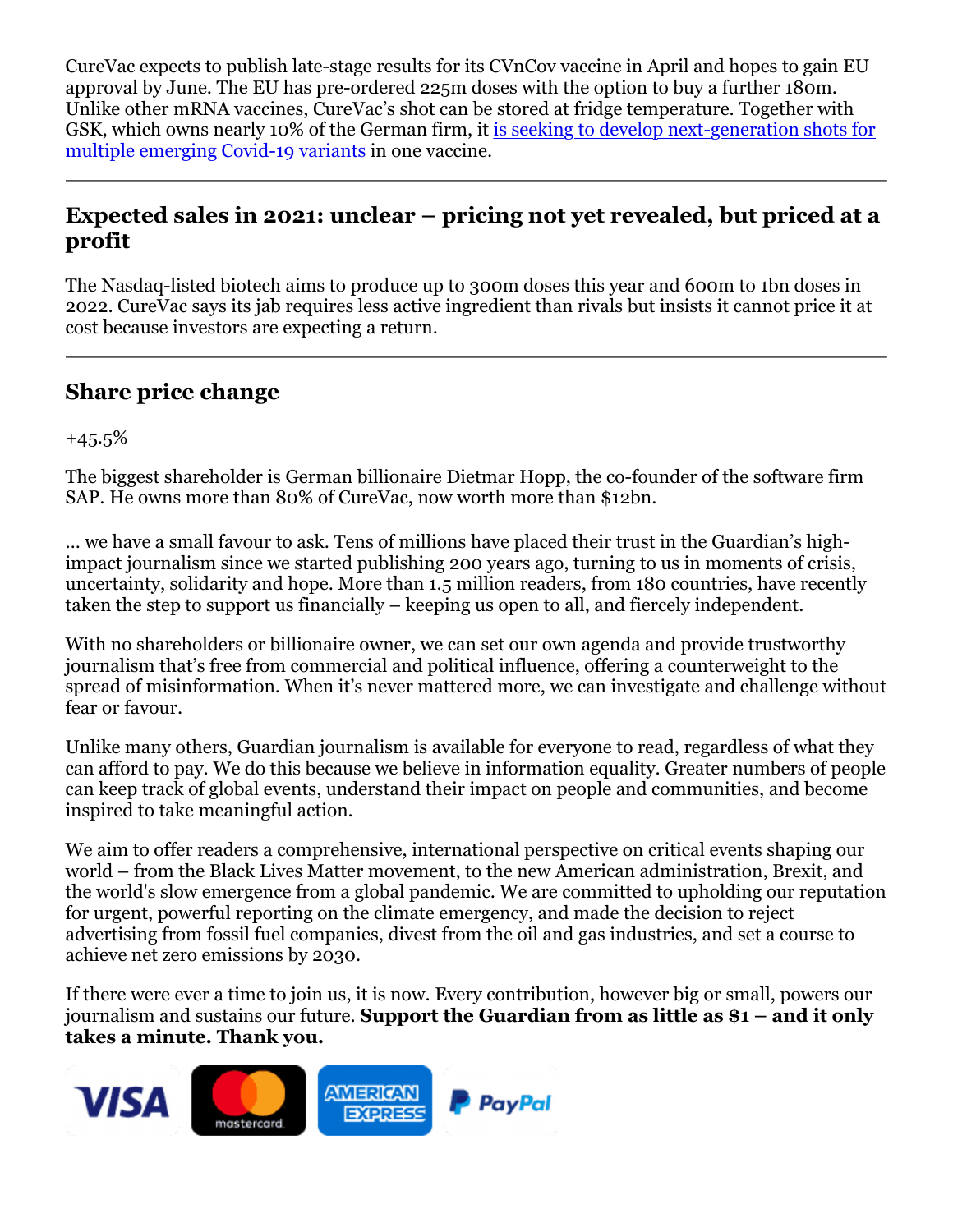CureVac expects to publish late-stage results for its CVnCov vaccine in April and hopes to gain EU approval by June. The EU has pre-ordered 225m doses with the option to buy a further 180m. Unlike other mRNA vaccines, CureVac's shot can be stored at fridge temperature. Together with GSK, which owns nearly 10% of the German firm, it [is seeking to develop next-generation shots for multiple emerging Covid-19 variants] in one vaccine.

---

### Expected sales in 2021: unclear – pricing not yet revealed, but priced at a profit

The Nasdaq-listed biotech aims to produce up to 300m doses this year and 600m to 1bn doses in 2022. CureVac says its jab requires less active ingredient than rivals but insists it cannot price it at cost because investors are expecting a return.

---

### Share price change

+45.5%

The biggest shareholder is German billionaire Dietmar Hopp, the co-founder of the software firm SAP. He owns more than 80% of CureVac, now worth more than $12bn.

… we have a small favour to ask. Tens of millions have placed their trust in the Guardian's high-impact journalism since we started publishing 200 years ago, turning to us in moments of crisis, uncertainty, solidarity and hope. More than 1.5 million readers, from 180 countries, have recently taken the step to support us financially – keeping us open to all, and fiercely independent.

With no shareholders or billionaire owner, we can set our own agenda and provide trustworthy journalism that's free from commercial and political influence, offering a counterweight to the spread of misinformation. When it's never mattered more, we can investigate and challenge without fear or favour.

Unlike many others, Guardian journalism is available for everyone to read, regardless of what they can afford to pay. We do this because we believe in information equality. Greater numbers of people can keep track of global events, understand their impact on people and communities, and become inspired to take meaningful action.

We aim to offer readers a comprehensive, international perspective on critical events shaping our world – from the Black Lives Matter movement, to the new American administration, Brexit, and the world's slow emergence from a global pandemic. We are committed to upholding our reputation for urgent, powerful reporting on the climate emergency, and made the decision to reject advertising from fossil fuel companies, divest from the oil and gas industries, and set a course to achieve net zero emissions by 2030.

If there were ever a time to join us, it is now. Every contribution, however big or small, powers our journalism and sustains our future. **Support the Guardian from as little as $1 – and it only takes a minute. Thank you.**

VISA mastercard AMERICAN EXPRESS PayPal